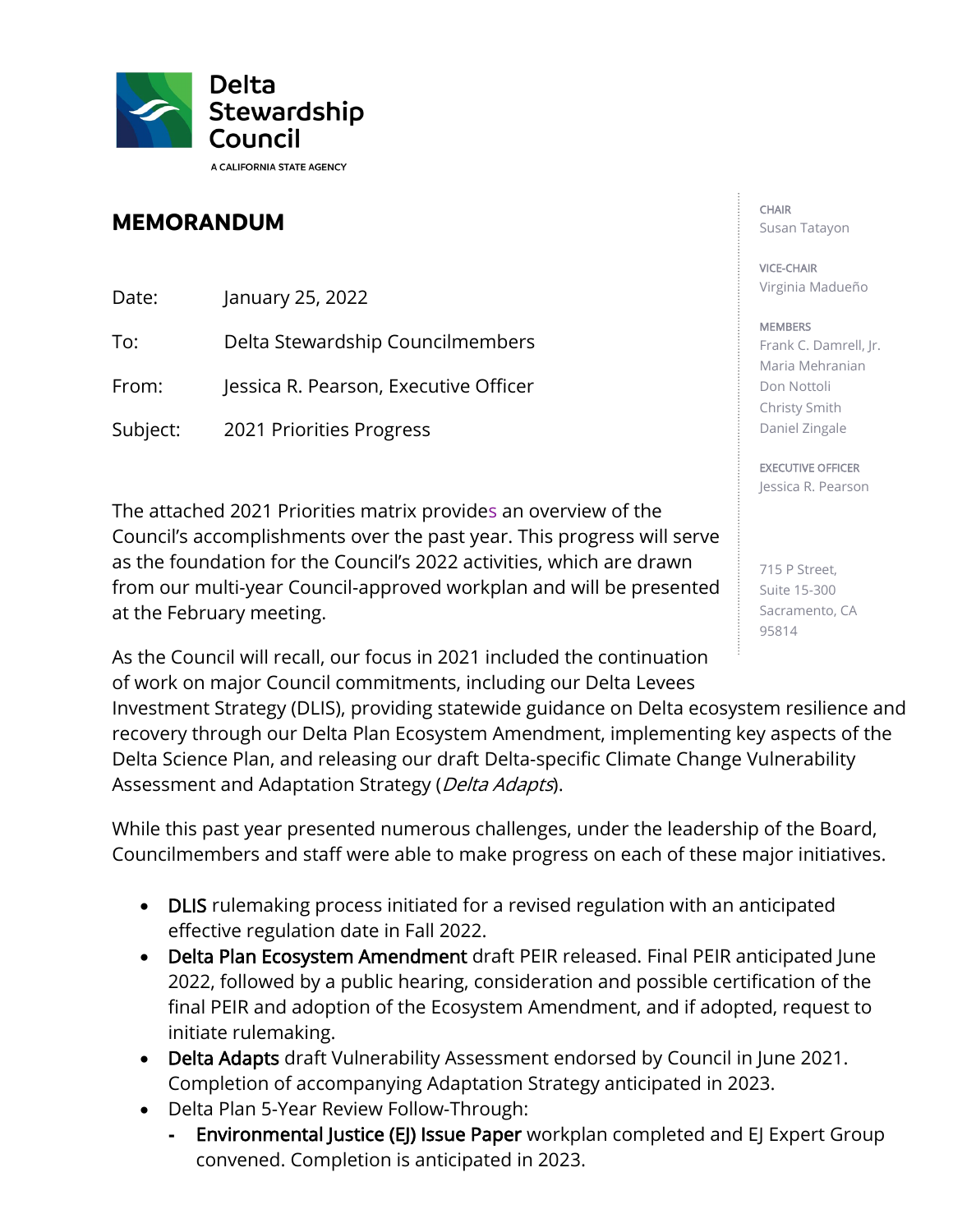Delta Stewardship Council

A CALIFORNIA STATE AGENCY

# MEMORANDUM

Date: January 25, 2022

To: Delta Stewardship Councilmembers

From: Jessica R. Pearson, Executive Officer

Subject: 2021 Priorities Progress

CHAIR
Susan Tatayon

VICE-CHAIR
Virginia Madueño

MEMBERS
Frank C. Damrell, Jr.
Maria Mehranian
Don Nottoli
Christy Smith
Daniel Zingale

EXECUTIVE OFFICER
Jessica R. Pearson

715 P Street,
Suite 15-300
Sacramento, CA
95814

The attached 2021 Priorities matrix provides an overview of the Council's accomplishments over the past year. This progress will serve as the foundation for the Council's 2022 activities, which are drawn from our multi-year Council-approved workplan and will be presented at the February meeting.

As the Council will recall, our focus in 2021 included the continuation of work on major Council commitments, including our Delta Levees Investment Strategy (DLIS), providing statewide guidance on Delta ecosystem resilience and recovery through our Delta Plan Ecosystem Amendment, implementing key aspects of the Delta Science Plan, and releasing our draft Delta-specific Climate Change Vulnerability Assessment and Adaptation Strategy (*Delta Adapts*).

While this past year presented numerous challenges, under the leadership of the Board, Councilmembers and staff were able to make progress on each of these major initiatives.

- DLIS rulemaking process initiated for a revised regulation with an anticipated effective regulation date in Fall 2022.
- Delta Plan Ecosystem Amendment draft PEIR released. Final PEIR anticipated June 2022, followed by a public hearing, consideration and possible certification of the final PEIR and adoption of the Ecosystem Amendment, and if adopted, request to initiate rulemaking.
- Delta Adapts draft Vulnerability Assessment endorsed by Council in June 2021. Completion of accompanying Adaptation Strategy anticipated in 2023.
- Delta Plan 5-Year Review Follow-Through:
  - Environmental Justice (EJ) Issue Paper workplan completed and EJ Expert Group convened. Completion is anticipated in 2023.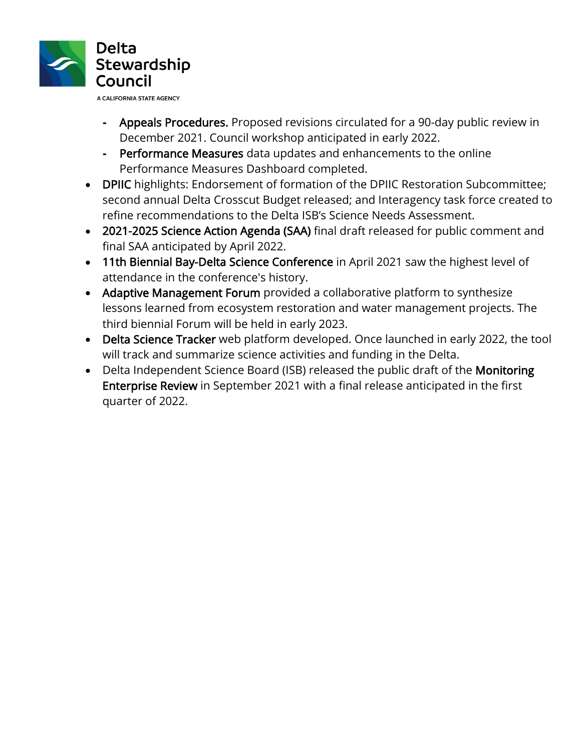- **Appeals Procedures.** Proposed revisions circulated for a 90-day public review in December 2021. Council workshop anticipated in early 2022.
  - **Performance Measures** data updates and enhancements to the online Performance Measures Dashboard completed.
- **DPIIC** highlights: Endorsement of formation of the DPIIC Restoration Subcommittee; second annual Delta Crosscut Budget released; and Interagency task force created to refine recommendations to the Delta ISB's Science Needs Assessment.
- **2021-2025 Science Action Agenda (SAA)** final draft released for public comment and final SAA anticipated by April 2022.
- **11th Biennial Bay-Delta Science Conference** in April 2021 saw the highest level of attendance in the conference's history.
- **Adaptive Management Forum** provided a collaborative platform to synthesize lessons learned from ecosystem restoration and water management projects. The third biennial Forum will be held in early 2023.
- **Delta Science Tracker** web platform developed. Once launched in early 2022, the tool will track and summarize science activities and funding in the Delta.
- Delta Independent Science Board (ISB) released the public draft of the **Monitoring Enterprise Review** in September 2021 with a final release anticipated in the first quarter of 2022.